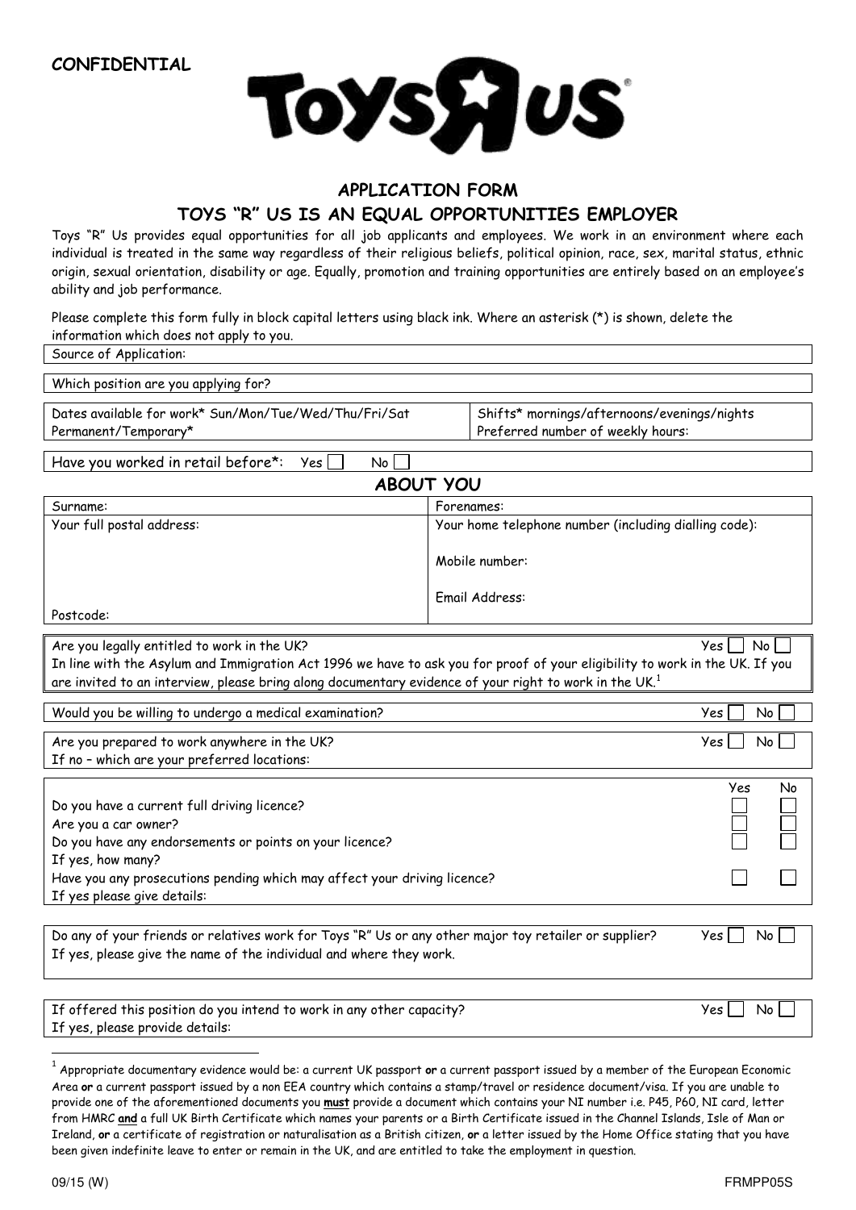**CONFIDENTIAL**

# APPLICATION FORM

## TOYS "R" US IS AN EQUAL OPPORTUNITIES EMPLOYER

Toys "R" Us provides equal opportunities for all job applicants and employees. We work in an environment where each individual is treated in the same way regardless of their religious beliefs, political opinion, race, sex, marital status, ethnic origin, sexual orientation, disability or age. Equally, promotion and training opportunities are entirely based on an employee's ability and job performance.

Please complete this form fully in block capital letters using black ink. Where an asterisk (*) is shown, delete the information which does not apply to you.

Source of Application:

Which position are you applying for?

| | |
|---|---|
| Dates available for work* Sun/Mon/Tue/Wed/Thu/Fri/Sat<br>Permanent/Temporary* | Shifts* mornings/afternoons/evenings/nights<br>Preferred number of weekly hours: |

Have you worked in retail before*: Yes ☐ No ☐

## ABOUT YOU

| | |
|---|---|
| Surname: | Forenames: |
| Your full postal address:<br><br>Postcode: | Your home telephone number (including dialling code):<br><br>Mobile number:<br><br>Email Address: |

Are you legally entitled to work in the UK? Yes ☐ No ☐
In line with the Asylum and Immigration Act 1996 we have to ask you for proof of your eligibility to work in the UK. If you are invited to an interview, please bring along documentary evidence of your right to work in the UK.[1]

Would you be willing to undergo a medical examination? Yes ☐ No ☐

Are you prepared to work anywhere in the UK? Yes ☐ No ☐
If no – which are your preferred locations:

| | Yes | No |
|---|---|---|
| Do you have a current full driving licence? | ☐ | ☐ |
| Are you a car owner? | ☐ | ☐ |
| Do you have any endorsements or points on your licence? | ☐ | ☐ |
| If yes, how many? | | |
| Have you any prosecutions pending which may affect your driving licence? | ☐ | ☐ |
| If yes please give details: | | |

Do any of your friends or relatives work for Toys "R" Us or any other major toy retailer or supplier? Yes ☐ No ☐
If yes, please give the name of the individual and where they work.

If offered this position do you intend to work in any other capacity? Yes ☐ No ☐
If yes, please provide details:

[1] Appropriate documentary evidence would be: a current UK passport **or** a current passport issued by a member of the European Economic Area **or** a current passport issued by a non EEA country which contains a stamp/travel or residence document/visa. If you are unable to provide one of the aforementioned documents you **must** provide a document which contains your NI number i.e. P45, P60, NI card, letter from HMRC **and** a full UK Birth Certificate which names your parents or a Birth Certificate issued in the Channel Islands, Isle of Man or Ireland, **or** a certificate of registration or naturalisation as a British citizen, **or** a letter issued by the Home Office stating that you have been given indefinite leave to enter or remain in the UK, and are entitled to take the employment in question.

09/15 (W) FRMPP05S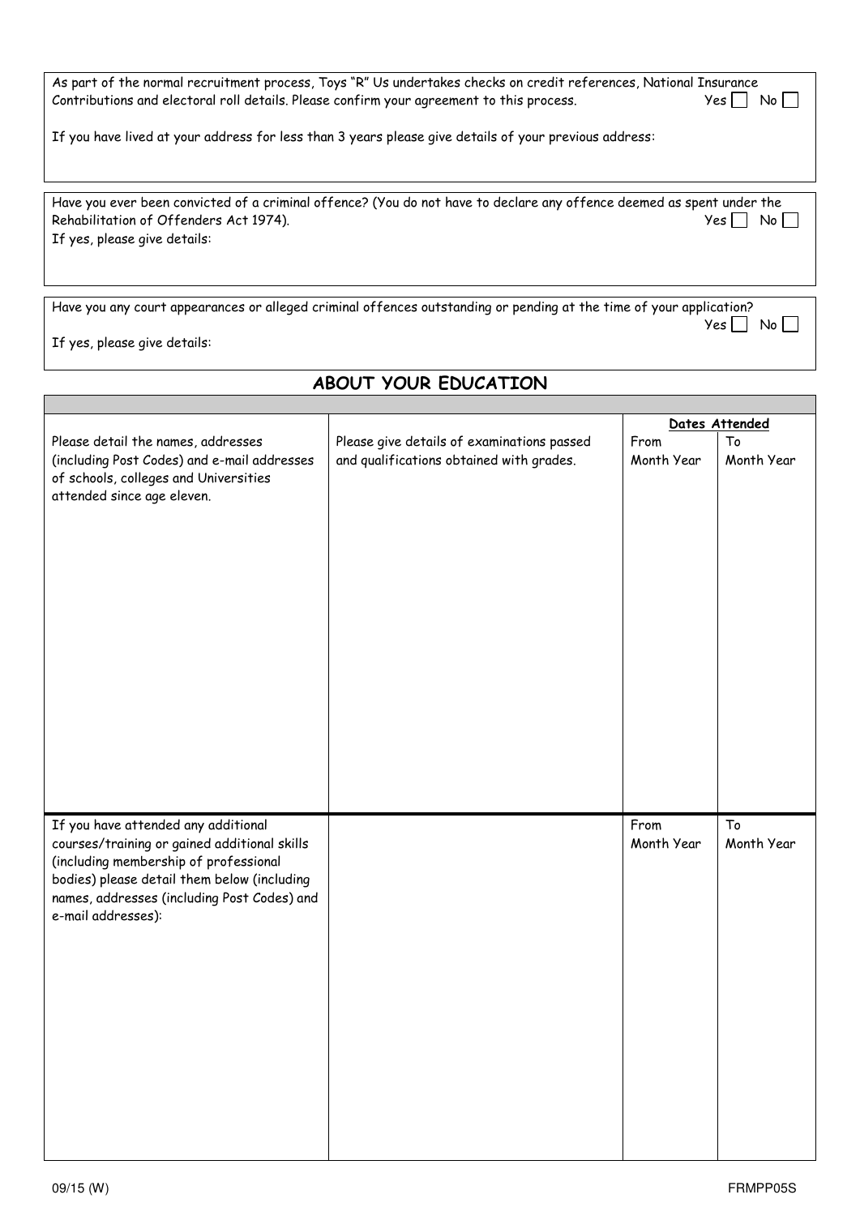As part of the normal recruitment process, Toys "R" Us undertakes checks on credit references, National Insurance Contributions and electoral roll details. Please confirm your agreement to this process. Yes ☐ No ☐

If you have lived at your address for less than 3 years please give details of your previous address:

Have you ever been convicted of a criminal offence? (You do not have to declare any offence deemed as spent under the Rehabilitation of Offenders Act 1974). Yes ☐ No ☐

If yes, please give details:

Have you any court appearances or alleged criminal offences outstanding or pending at the time of your application? Yes ☐ No ☐

If yes, please give details:

## ABOUT YOUR EDUCATION

| | | Dates Attended | |
|---|---|---|---|
| Please detail the names, addresses (including Post Codes) and e-mail addresses of schools, colleges and Universities attended since age eleven. | Please give details of examinations passed and qualifications obtained with grades. | From<br>Month Year | To<br>Month Year |
| If you have attended any additional courses/training or gained additional skills (including membership of professional bodies) please detail them below (including names, addresses (including Post Codes) and e-mail addresses): | | From<br>Month Year | To<br>Month Year |

09/15 (W) FRMPP05S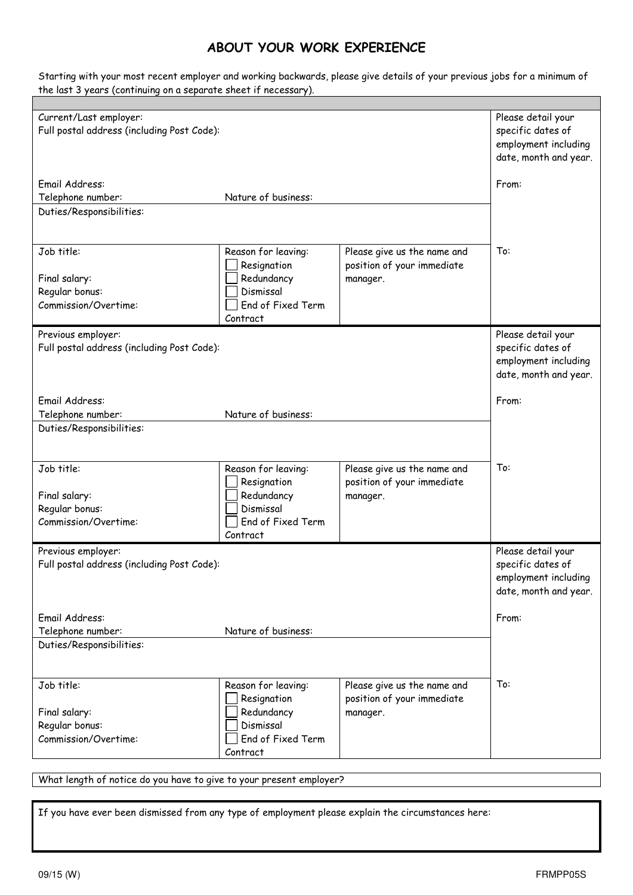## ABOUT YOUR WORK EXPERIENCE

Starting with your most recent employer and working backwards, please give details of your previous jobs for a minimum of the last 3 years (continuing on a separate sheet if necessary).

| | | | |
|---|---|---|---|
| Current/Last employer:<br>Full postal address (including Post Code):<br><br>Email Address:<br>Telephone number: | <br><br><br><br>Nature of business: | | Please detail your specific dates of employment including date, month and year.<br><br>From: |
| Duties/Responsibilities: | | | |
| Job title:<br><br>Final salary:<br>Regular bonus:<br>Commission/Overtime: | Reason for leaving:<br>☐ Resignation<br>☐ Redundancy<br>☐ Dismissal<br>☐ End of Fixed Term Contract | Please give us the name and position of your immediate manager. | To: |
| Previous employer:<br>Full postal address (including Post Code):<br><br>Email Address:<br>Telephone number: | <br><br><br><br>Nature of business: | | Please detail your specific dates of employment including date, month and year.<br><br>From: |
| Duties/Responsibilities: | | | |
| Job title:<br><br>Final salary:<br>Regular bonus:<br>Commission/Overtime: | Reason for leaving:<br>☐ Resignation<br>☐ Redundancy<br>☐ Dismissal<br>☐ End of Fixed Term Contract | Please give us the name and position of your immediate manager. | To: |
| Previous employer:<br>Full postal address (including Post Code):<br><br>Email Address:<br>Telephone number: | <br><br><br><br>Nature of business: | | Please detail your specific dates of employment including date, month and year.<br><br>From: |
| Duties/Responsibilities: | | | |
| Job title:<br><br>Final salary:<br>Regular bonus:<br>Commission/Overtime: | Reason for leaving:<br>☐ Resignation<br>☐ Redundancy<br>☐ Dismissal<br>☐ End of Fixed Term Contract | Please give us the name and position of your immediate manager. | To: |

What length of notice do you have to give to your present employer?

If you have ever been dismissed from any type of employment please explain the circumstances here:

09/15 (W) FRMPP05S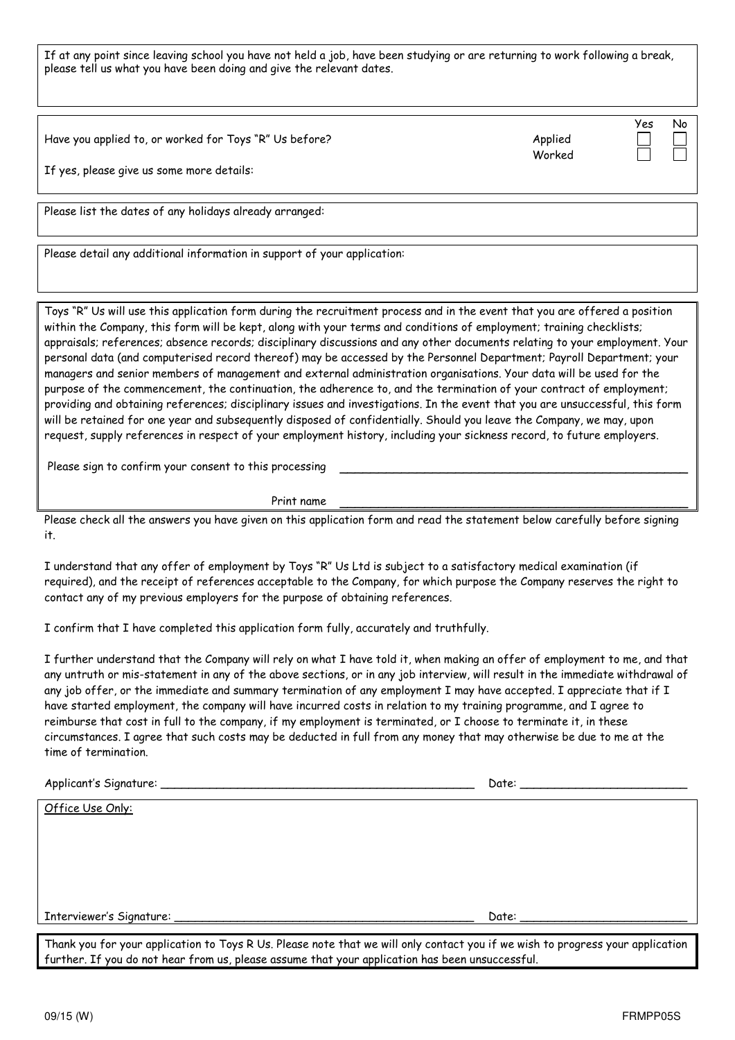If at any point since leaving school you have not held a job, have been studying or are returning to work following a break, please tell us what you have been doing and give the relevant dates.

Have you applied to, or worked for Toys "R" Us before?

| | Yes | No |
|---|---|---|
| Applied | ☐ | ☐ |
| Worked | ☐ | ☐ |

If yes, please give us some more details:

Please list the dates of any holidays already arranged:

Please detail any additional information in support of your application:

Toys "R" Us will use this application form during the recruitment process and in the event that you are offered a position within the Company, this form will be kept, along with your terms and conditions of employment; training checklists; appraisals; references; absence records; disciplinary discussions and any other documents relating to your employment. Your personal data (and computerised record thereof) may be accessed by the Personnel Department; Payroll Department; your managers and senior members of management and external administration organisations. Your data will be used for the purpose of the commencement, the continuation, the adherence to, and the termination of your contract of employment; providing and obtaining references; disciplinary issues and investigations. In the event that you are unsuccessful, this form will be retained for one year and subsequently disposed of confidentially. Should you leave the Company, we may, upon request, supply references in respect of your employment history, including your sickness record, to future employers.

Please sign to confirm your consent to this processing \_\_\_\_\_\_\_\_\_\_\_\_\_\_\_\_\_\_\_\_\_\_\_\_\_\_\_\_\_\_\_\_\_\_\_\_\_\_\_\_\_\_\_\_\_\_\_\_

Print name \_\_\_\_\_\_\_\_\_\_\_\_\_\_\_\_\_\_\_\_\_\_\_\_\_\_\_\_\_\_\_\_\_\_\_\_\_\_\_\_\_\_\_\_\_\_\_\_

Please check all the answers you have given on this application form and read the statement below carefully before signing it.

I understand that any offer of employment by Toys "R" Us Ltd is subject to a satisfactory medical examination (if required), and the receipt of references acceptable to the Company, for which purpose the Company reserves the right to contact any of my previous employers for the purpose of obtaining references.

I confirm that I have completed this application form fully, accurately and truthfully.

I further understand that the Company will rely on what I have told it, when making an offer of employment to me, and that any untruth or mis-statement in any of the above sections, or in any job interview, will result in the immediate withdrawal of any job offer, or the immediate and summary termination of any employment I may have accepted. I appreciate that if I have started employment, the company will have incurred costs in relation to my training programme, and I agree to reimburse that cost in full to the company, if my employment is terminated, or I choose to terminate it, in these circumstances. I agree that such costs may be deducted in full from any money that may otherwise be due to me at the time of termination.

Applicant's Signature: \_\_\_\_\_\_\_\_\_\_\_\_\_\_\_\_\_\_\_\_\_\_\_\_\_\_\_\_\_\_\_\_\_\_\_\_\_\_\_\_\_\_\_\_ Date: \_\_\_\_\_\_\_\_\_\_\_\_\_\_\_\_\_\_\_\_\_\_\_\_

Office Use Only:

Interviewer's Signature: \_\_\_\_\_\_\_\_\_\_\_\_\_\_\_\_\_\_\_\_\_\_\_\_\_\_\_\_\_\_\_\_\_\_\_\_\_\_\_\_\_\_\_\_ Date: \_\_\_\_\_\_\_\_\_\_\_\_\_\_\_\_\_\_\_\_\_\_\_\_

Thank you for your application to Toys R Us. Please note that we will only contact you if we wish to progress your application further. If you do not hear from us, please assume that your application has been unsuccessful.

09/15 (W) FRMPP05S